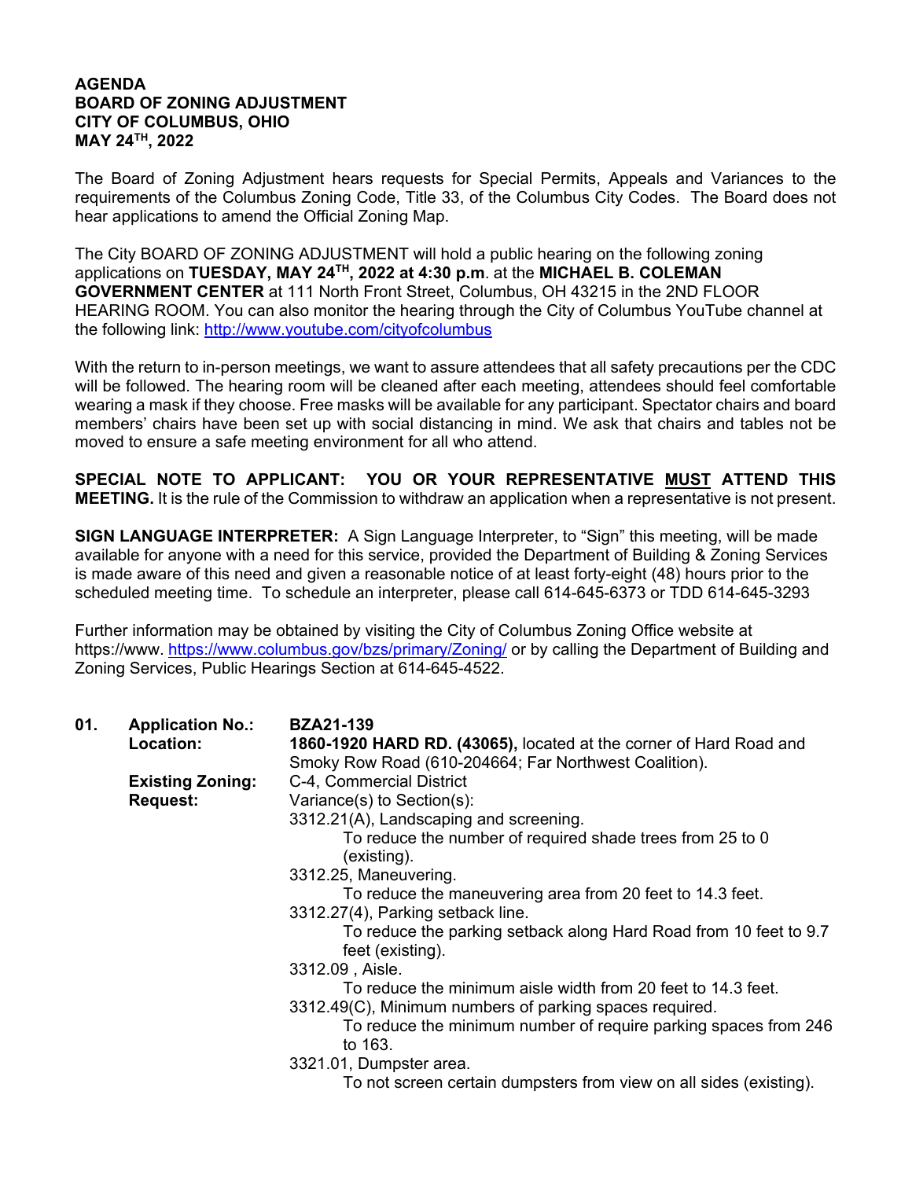**AGENDA**
**BOARD OF ZONING ADJUSTMENT**
**CITY OF COLUMBUS, OHIO**
**MAY 24TH, 2022**

The Board of Zoning Adjustment hears requests for Special Permits, Appeals and Variances to the requirements of the Columbus Zoning Code, Title 33, of the Columbus City Codes. The Board does not hear applications to amend the Official Zoning Map.

The City BOARD OF ZONING ADJUSTMENT will hold a public hearing on the following zoning applications on **TUESDAY, MAY 24TH, 2022 at 4:30 p.m**. at the **MICHAEL B. COLEMAN GOVERNMENT CENTER** at 111 North Front Street, Columbus, OH 43215 in the 2ND FLOOR HEARING ROOM. You can also monitor the hearing through the City of Columbus YouTube channel at the following link: http://www.youtube.com/cityofcolumbus

With the return to in-person meetings, we want to assure attendees that all safety precautions per the CDC will be followed. The hearing room will be cleaned after each meeting, attendees should feel comfortable wearing a mask if they choose. Free masks will be available for any participant. Spectator chairs and board members' chairs have been set up with social distancing in mind. We ask that chairs and tables not be moved to ensure a safe meeting environment for all who attend.

**SPECIAL NOTE TO APPLICANT: YOU OR YOUR REPRESENTATIVE MUST ATTEND THIS MEETING.** It is the rule of the Commission to withdraw an application when a representative is not present.

**SIGN LANGUAGE INTERPRETER:** A Sign Language Interpreter, to "Sign" this meeting, will be made available for anyone with a need for this service, provided the Department of Building & Zoning Services is made aware of this need and given a reasonable notice of at least forty-eight (48) hours prior to the scheduled meeting time. To schedule an interpreter, please call 614-645-6373 or TDD 614-645-3293

Further information may be obtained by visiting the City of Columbus Zoning Office website at https://www. https://www.columbus.gov/bzs/primary/Zoning/ or by calling the Department of Building and Zoning Services, Public Hearings Section at 614-645-4522.

**01. Application No.:** **BZA21-139**

**Location:** **1860-1920 HARD RD. (43065),** located at the corner of Hard Road and Smoky Row Road (610-204664; Far Northwest Coalition).

**Existing Zoning:** C-4, Commercial District

**Request:** Variance(s) to Section(s):

3312.21(A), Landscaping and screening.
To reduce the number of required shade trees from 25 to 0 (existing).

3312.25, Maneuvering.
To reduce the maneuvering area from 20 feet to 14.3 feet.

3312.27(4), Parking setback line.
To reduce the parking setback along Hard Road from 10 feet to 9.7 feet (existing).

3312.09 , Aisle.
To reduce the minimum aisle width from 20 feet to 14.3 feet.

3312.49(C), Minimum numbers of parking spaces required.
To reduce the minimum number of require parking spaces from 246 to 163.

3321.01, Dumpster area.
To not screen certain dumpsters from view on all sides (existing).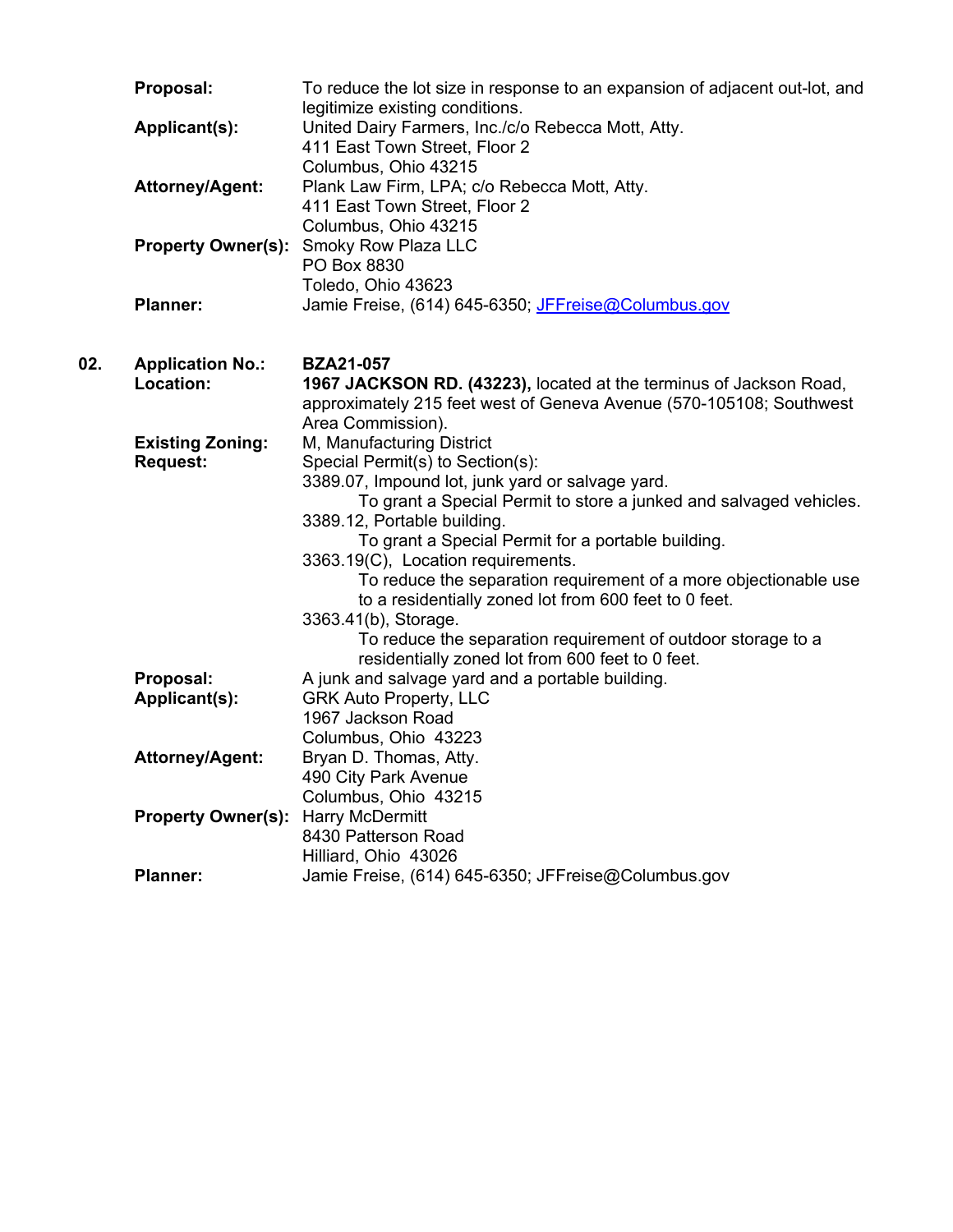**Proposal:** To reduce the lot size in response to an expansion of adjacent out-lot, and legitimize existing conditions.

**Applicant(s):** United Dairy Farmers, Inc./c/o Rebecca Mott, Atty.
411 East Town Street, Floor 2
Columbus, Ohio 43215

**Attorney/Agent:** Plank Law Firm, LPA; c/o Rebecca Mott, Atty.
411 East Town Street, Floor 2
Columbus, Ohio 43215

**Property Owner(s):** Smoky Row Plaza LLC
PO Box 8830
Toledo, Ohio 43623

**Planner:** Jamie Freise, (614) 645-6350; JFFreise@Columbus.gov

**02. Application No.:** **BZA21-057**

**Location:** **1967 JACKSON RD. (43223),** located at the terminus of Jackson Road, approximately 215 feet west of Geneva Avenue (570-105108; Southwest Area Commission).

**Existing Zoning:** M, Manufacturing District

**Request:** Special Permit(s) to Section(s):

3389.07, Impound lot, junk yard or salvage yard.
 To grant a Special Permit to store a junked and salvaged vehicles.

3389.12, Portable building.
 To grant a Special Permit for a portable building.

3363.19(C), Location requirements.
 To reduce the separation requirement of a more objectionable use to a residentially zoned lot from 600 feet to 0 feet.

3363.41(b), Storage.
 To reduce the separation requirement of outdoor storage to a residentially zoned lot from 600 feet to 0 feet.

**Proposal:** A junk and salvage yard and a portable building.

**Applicant(s):** GRK Auto Property, LLC
1967 Jackson Road
Columbus, Ohio 43223

**Attorney/Agent:** Bryan D. Thomas, Atty.
490 City Park Avenue
Columbus, Ohio 43215

**Property Owner(s):** Harry McDermitt
8430 Patterson Road
Hilliard, Ohio 43026

**Planner:** Jamie Freise, (614) 645-6350; JFFreise@Columbus.gov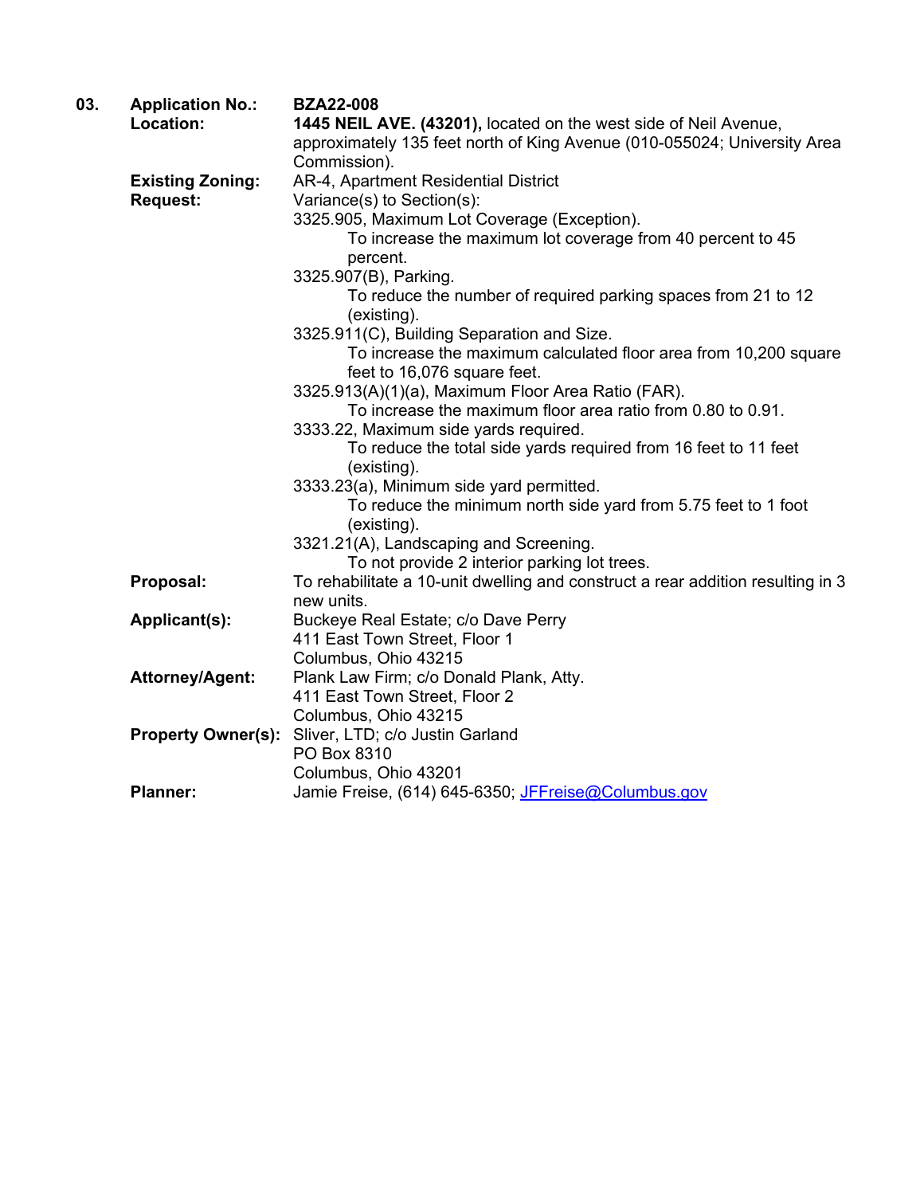**03.** **Application No.:** **BZA22-008**

**Location:** **1445 NEIL AVE. (43201),** located on the west side of Neil Avenue, approximately 135 feet north of King Avenue (010-055024; University Area Commission).

**Existing Zoning:** AR-4, Apartment Residential District

**Request:** Variance(s) to Section(s):

3325.905, Maximum Lot Coverage (Exception).
- To increase the maximum lot coverage from 40 percent to 45 percent.

3325.907(B), Parking.
- To reduce the number of required parking spaces from 21 to 12 (existing).

3325.911(C), Building Separation and Size.
- To increase the maximum calculated floor area from 10,200 square feet to 16,076 square feet.

3325.913(A)(1)(a), Maximum Floor Area Ratio (FAR).
- To increase the maximum floor area ratio from 0.80 to 0.91.

3333.22, Maximum side yards required.
- To reduce the total side yards required from 16 feet to 11 feet (existing).

3333.23(a), Minimum side yard permitted.
- To reduce the minimum north side yard from 5.75 feet to 1 foot (existing).

3321.21(A), Landscaping and Screening.
- To not provide 2 interior parking lot trees.

**Proposal:** To rehabilitate a 10-unit dwelling and construct a rear addition resulting in 3 new units.

**Applicant(s):** Buckeye Real Estate; c/o Dave Perry
411 East Town Street, Floor 1
Columbus, Ohio 43215

**Attorney/Agent:** Plank Law Firm; c/o Donald Plank, Atty.
411 East Town Street, Floor 2
Columbus, Ohio 43215

**Property Owner(s):** Sliver, LTD; c/o Justin Garland
PO Box 8310
Columbus, Ohio 43201

**Planner:** Jamie Freise, (614) 645-6350; JFFreise@Columbus.gov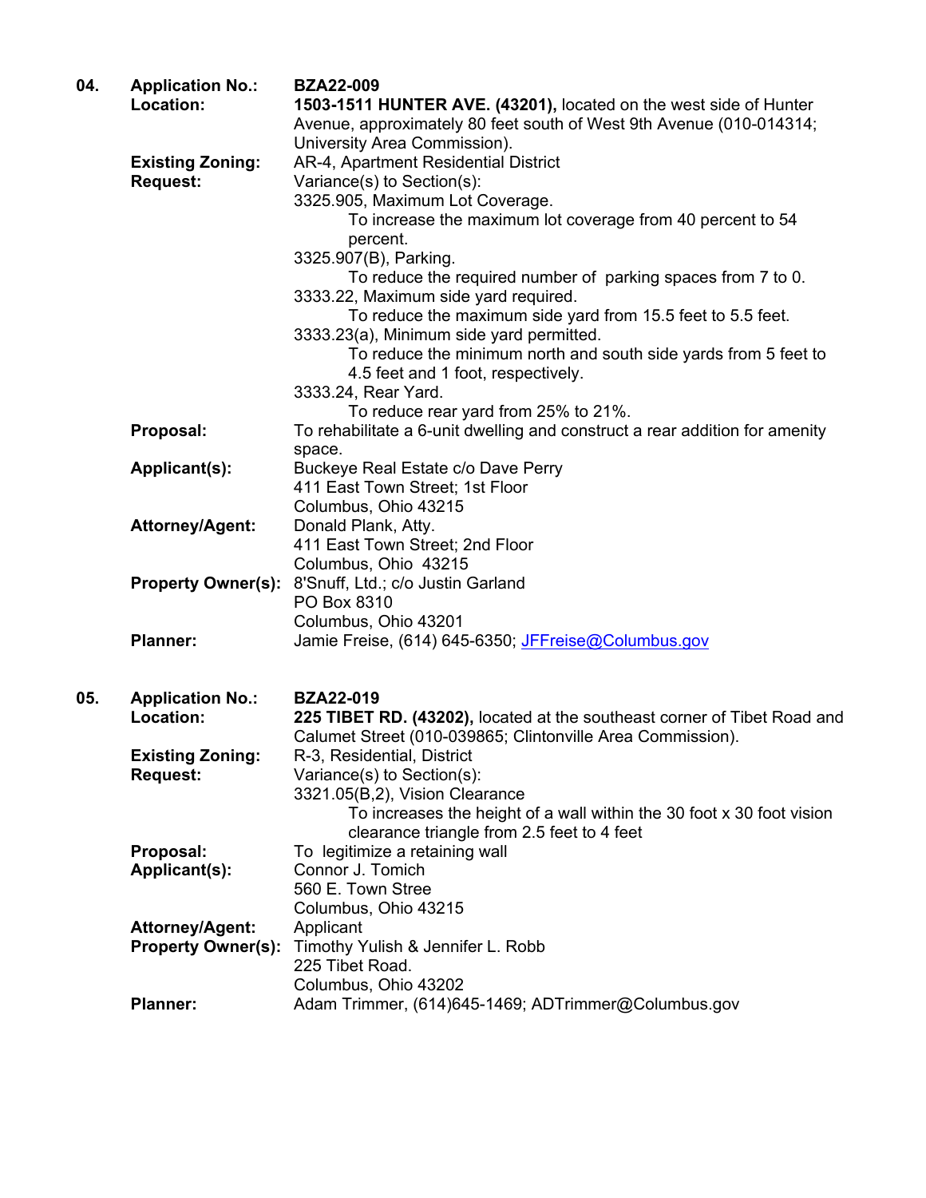**04.** **Application No.:** **BZA22-009**

**Location:** **1503-1511 HUNTER AVE. (43201),** located on the west side of Hunter Avenue, approximately 80 feet south of West 9th Avenue (010-014314; University Area Commission).

**Existing Zoning:** AR-4, Apartment Residential District

**Request:** Variance(s) to Section(s):

3325.905, Maximum Lot Coverage.
- To increase the maximum lot coverage from 40 percent to 54 percent.

3325.907(B), Parking.
- To reduce the required number of parking spaces from 7 to 0.

3333.22, Maximum side yard required.
- To reduce the maximum side yard from 15.5 feet to 5.5 feet.

3333.23(a), Minimum side yard permitted.
- To reduce the minimum north and south side yards from 5 feet to 4.5 feet and 1 foot, respectively.

3333.24, Rear Yard.
- To reduce rear yard from 25% to 21%.

**Proposal:** To rehabilitate a 6-unit dwelling and construct a rear addition for amenity space.

**Applicant(s):** Buckeye Real Estate c/o Dave Perry
411 East Town Street; 1st Floor
Columbus, Ohio 43215

**Attorney/Agent:** Donald Plank, Atty.
411 East Town Street; 2nd Floor
Columbus, Ohio 43215

**Property Owner(s):** 8'Snuff, Ltd.; c/o Justin Garland
PO Box 8310
Columbus, Ohio 43201

**Planner:** Jamie Freise, (614) 645-6350; JFFreise@Columbus.gov

**05.** **Application No.:** **BZA22-019**

**Location:** **225 TIBET RD. (43202),** located at the southeast corner of Tibet Road and Calumet Street (010-039865; Clintonville Area Commission).

**Existing Zoning:** R-3, Residential, District

**Request:** Variance(s) to Section(s):

3321.05(B,2), Vision Clearance
- To increases the height of a wall within the 30 foot x 30 foot vision clearance triangle from 2.5 feet to 4 feet

**Proposal:** To legitimize a retaining wall

**Applicant(s):** Connor J. Tomich
560 E. Town Stree
Columbus, Ohio 43215

**Attorney/Agent:** Applicant

**Property Owner(s):** Timothy Yulish & Jennifer L. Robb
225 Tibet Road.
Columbus, Ohio 43202

**Planner:** Adam Trimmer, (614)645-1469; ADTrimmer@Columbus.gov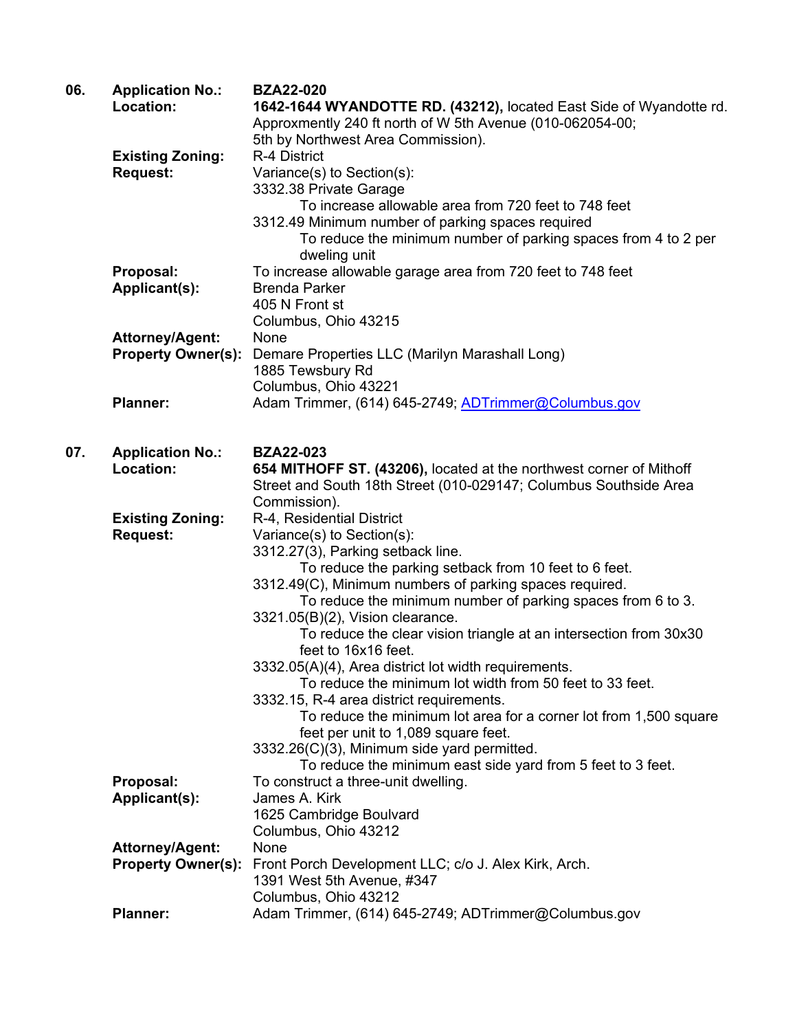**06. Application No.:** **BZA22-020**

**Location:** **1642-1644 WYANDOTTE RD. (43212),** located East Side of Wyandotte rd. Approxmently 240 ft north of W 5th Avenue (010-062054-00; 5th by Northwest Area Commission).

**Existing Zoning:** R-4 District

**Request:** Variance(s) to Section(s):

3332.38 Private Garage

To increase allowable area from 720 feet to 748 feet

3312.49 Minimum number of parking spaces required

To reduce the minimum number of parking spaces from 4 to 2 per dweling unit

**Proposal:** To increase allowable garage area from 720 feet to 748 feet

**Applicant(s):** Brenda Parker
405 N Front st
Columbus, Ohio 43215

**Attorney/Agent:** None

**Property Owner(s):** Demare Properties LLC (Marilyn Marashall Long)
1885 Tewsbury Rd
Columbus, Ohio 43221

**Planner:** Adam Trimmer, (614) 645-2749; ADTrimmer@Columbus.gov

**07. Application No.:** **BZA22-023**

**Location:** **654 MITHOFF ST. (43206),** located at the northwest corner of Mithoff Street and South 18th Street (010-029147; Columbus Southside Area Commission).

**Existing Zoning:** R-4, Residential District

**Request:** Variance(s) to Section(s):

3312.27(3), Parking setback line.

To reduce the parking setback from 10 feet to 6 feet.

3312.49(C), Minimum numbers of parking spaces required.

To reduce the minimum number of parking spaces from 6 to 3.

3321.05(B)(2), Vision clearance.

To reduce the clear vision triangle at an intersection from 30x30 feet to 16x16 feet.

3332.05(A)(4), Area district lot width requirements.

To reduce the minimum lot width from 50 feet to 33 feet.

3332.15, R-4 area district requirements.

To reduce the minimum lot area for a corner lot from 1,500 square feet per unit to 1,089 square feet.

3332.26(C)(3), Minimum side yard permitted.

To reduce the minimum east side yard from 5 feet to 3 feet.

**Proposal:** To construct a three-unit dwelling.

**Applicant(s):** James A. Kirk
1625 Cambridge Boulvard
Columbus, Ohio 43212

**Attorney/Agent:** None

**Property Owner(s):** Front Porch Development LLC; c/o J. Alex Kirk, Arch.
1391 West 5th Avenue, #347
Columbus, Ohio 43212

**Planner:** Adam Trimmer, (614) 645-2749; ADTrimmer@Columbus.gov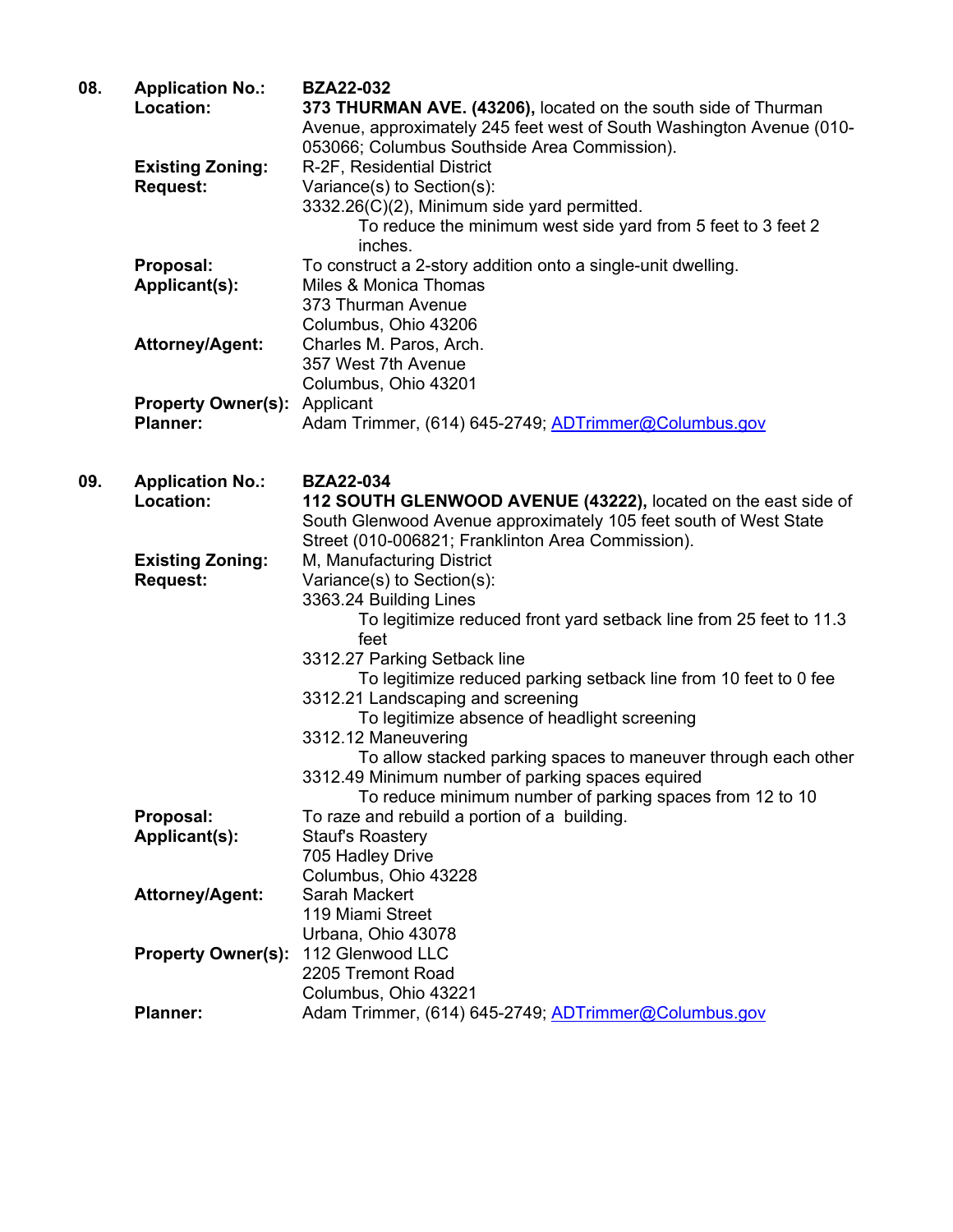**08.** **Application No.:** **BZA22-032**

**Location:** **373 THURMAN AVE. (43206),** located on the south side of Thurman Avenue, approximately 245 feet west of South Washington Avenue (010-053066; Columbus Southside Area Commission).

**Existing Zoning:** R-2F, Residential District

**Request:** Variance(s) to Section(s):

3332.26(C)(2), Minimum side yard permitted.

To reduce the minimum west side yard from 5 feet to 3 feet 2 inches.

**Proposal:** To construct a 2-story addition onto a single-unit dwelling.

**Applicant(s):** Miles & Monica Thomas
373 Thurman Avenue
Columbus, Ohio 43206

**Attorney/Agent:** Charles M. Paros, Arch.
357 West 7th Avenue
Columbus, Ohio 43201

**Property Owner(s):** Applicant

**Planner:** Adam Trimmer, (614) 645-2749; ADTrimmer@Columbus.gov

**09.** **Application No.:** **BZA22-034**

**Location:** **112 SOUTH GLENWOOD AVENUE (43222),** located on the east side of South Glenwood Avenue approximately 105 feet south of West State Street (010-006821; Franklinton Area Commission).

**Existing Zoning:** M, Manufacturing District

**Request:** Variance(s) to Section(s):

3363.24 Building Lines

To legitimize reduced front yard setback line from 25 feet to 11.3 feet

3312.27 Parking Setback line

To legitimize reduced parking setback line from 10 feet to 0 fee

3312.21 Landscaping and screening

To legitimize absence of headlight screening

3312.12 Maneuvering

To allow stacked parking spaces to maneuver through each other

3312.49 Minimum number of parking spaces equired

To reduce minimum number of parking spaces from 12 to 10

**Proposal:** To raze and rebuild a portion of a building.

**Applicant(s):** Stauf's Roastery
705 Hadley Drive
Columbus, Ohio 43228

**Attorney/Agent:** Sarah Mackert
119 Miami Street
Urbana, Ohio 43078

**Property Owner(s):** 112 Glenwood LLC
2205 Tremont Road
Columbus, Ohio 43221

**Planner:** Adam Trimmer, (614) 645-2749; ADTrimmer@Columbus.gov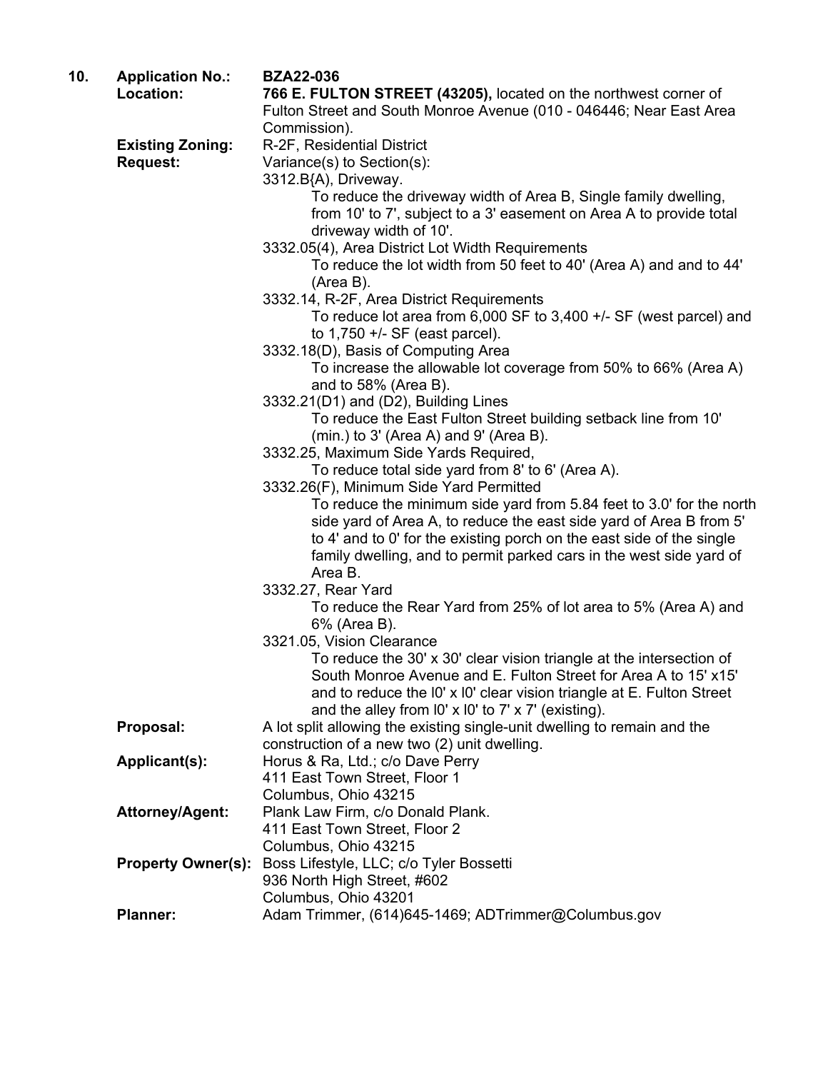**10. Application No.:** **BZA22-036**

**Location:** **766 E. FULTON STREET (43205),** located on the northwest corner of Fulton Street and South Monroe Avenue (010 - 046446; Near East Area Commission).

**Existing Zoning:** R-2F, Residential District

**Request:** Variance(s) to Section(s):

3312.B{A), Driveway.

To reduce the driveway width of Area B, Single family dwelling, from 10' to 7', subject to a 3' easement on Area A to provide total driveway width of 10'.

3332.05(4), Area District Lot Width Requirements

To reduce the lot width from 50 feet to 40' (Area A) and and to 44' (Area B).

3332.14, R-2F, Area District Requirements

To reduce lot area from 6,000 SF to 3,400 +/- SF (west parcel) and to 1,750 +/- SF (east parcel).

3332.18(D), Basis of Computing Area

To increase the allowable lot coverage from 50% to 66% (Area A) and to 58% (Area B).

3332.21(D1) and (D2), Building Lines

To reduce the East Fulton Street building setback line from 10' (min.) to 3' (Area A) and 9' (Area B).

3332.25, Maximum Side Yards Required,

To reduce total side yard from 8' to 6' (Area A).

3332.26(F), Minimum Side Yard Permitted

To reduce the minimum side yard from 5.84 feet to 3.0' for the north side yard of Area A, to reduce the east side yard of Area B from 5' to 4' and to 0' for the existing porch on the east side of the single family dwelling, and to permit parked cars in the west side yard of Area B.

3332.27, Rear Yard

To reduce the Rear Yard from 25% of lot area to 5% (Area A) and 6% (Area B).

3321.05, Vision Clearance

To reduce the 30' x 30' clear vision triangle at the intersection of South Monroe Avenue and E. Fulton Street for Area A to 15' x15' and to reduce the l0' x l0' clear vision triangle at E. Fulton Street and the alley from l0' x l0' to 7' x 7' (existing).

**Proposal:** A lot split allowing the existing single-unit dwelling to remain and the construction of a new two (2) unit dwelling.

**Applicant(s):** Horus & Ra, Ltd.; c/o Dave Perry
411 East Town Street, Floor 1
Columbus, Ohio 43215

**Attorney/Agent:** Plank Law Firm, c/o Donald Plank.
411 East Town Street, Floor 2
Columbus, Ohio 43215

**Property Owner(s):** Boss Lifestyle, LLC; c/o Tyler Bossetti
936 North High Street, #602
Columbus, Ohio 43201

**Planner:** Adam Trimmer, (614)645-1469; ADTrimmer@Columbus.gov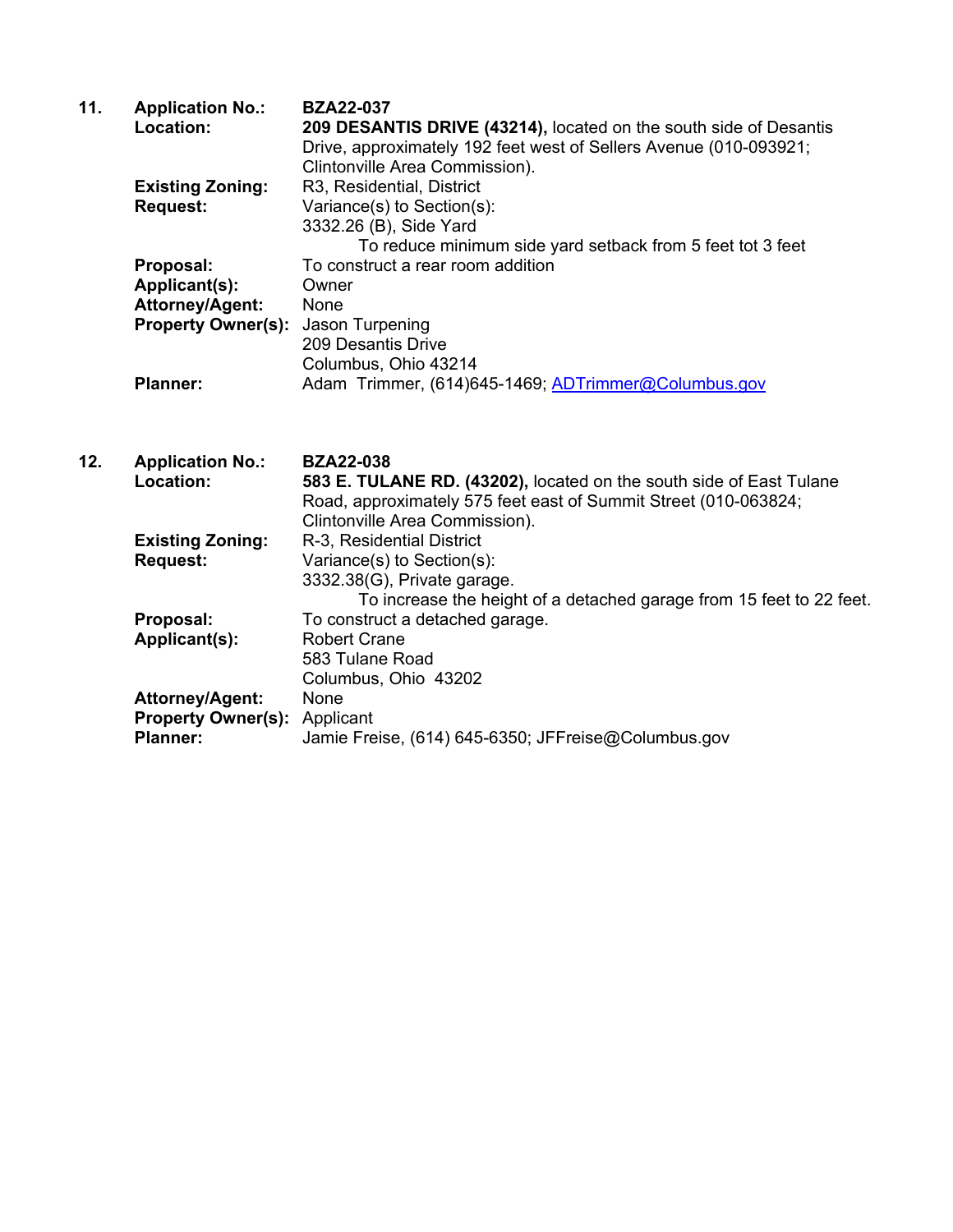**11.** **Application No.:** **BZA22-037**

**Location:** **209 DESANTIS DRIVE (43214),** located on the south side of Desantis Drive, approximately 192 feet west of Sellers Avenue (010-093921; Clintonville Area Commission).

**Existing Zoning:** R3, Residential, District

**Request:** Variance(s) to Section(s):
3332.26 (B), Side Yard
To reduce minimum side yard setback from 5 feet tot 3 feet

**Proposal:** To construct a rear room addition

**Applicant(s):** Owner

**Attorney/Agent:** None

**Property Owner(s):** Jason Turpening
209 Desantis Drive
Columbus, Ohio 43214

**Planner:** Adam Trimmer, (614)645-1469; ADTrimmer@Columbus.gov

**12.** **Application No.:** **BZA22-038**

**Location:** **583 E. TULANE RD. (43202),** located on the south side of East Tulane Road, approximately 575 feet east of Summit Street (010-063824; Clintonville Area Commission).

**Existing Zoning:** R-3, Residential District

**Request:** Variance(s) to Section(s):
3332.38(G), Private garage.
To increase the height of a detached garage from 15 feet to 22 feet.

**Proposal:** To construct a detached garage.

**Applicant(s):** Robert Crane
583 Tulane Road
Columbus, Ohio 43202

**Attorney/Agent:** None

**Property Owner(s):** Applicant

**Planner:** Jamie Freise, (614) 645-6350; JFFreise@Columbus.gov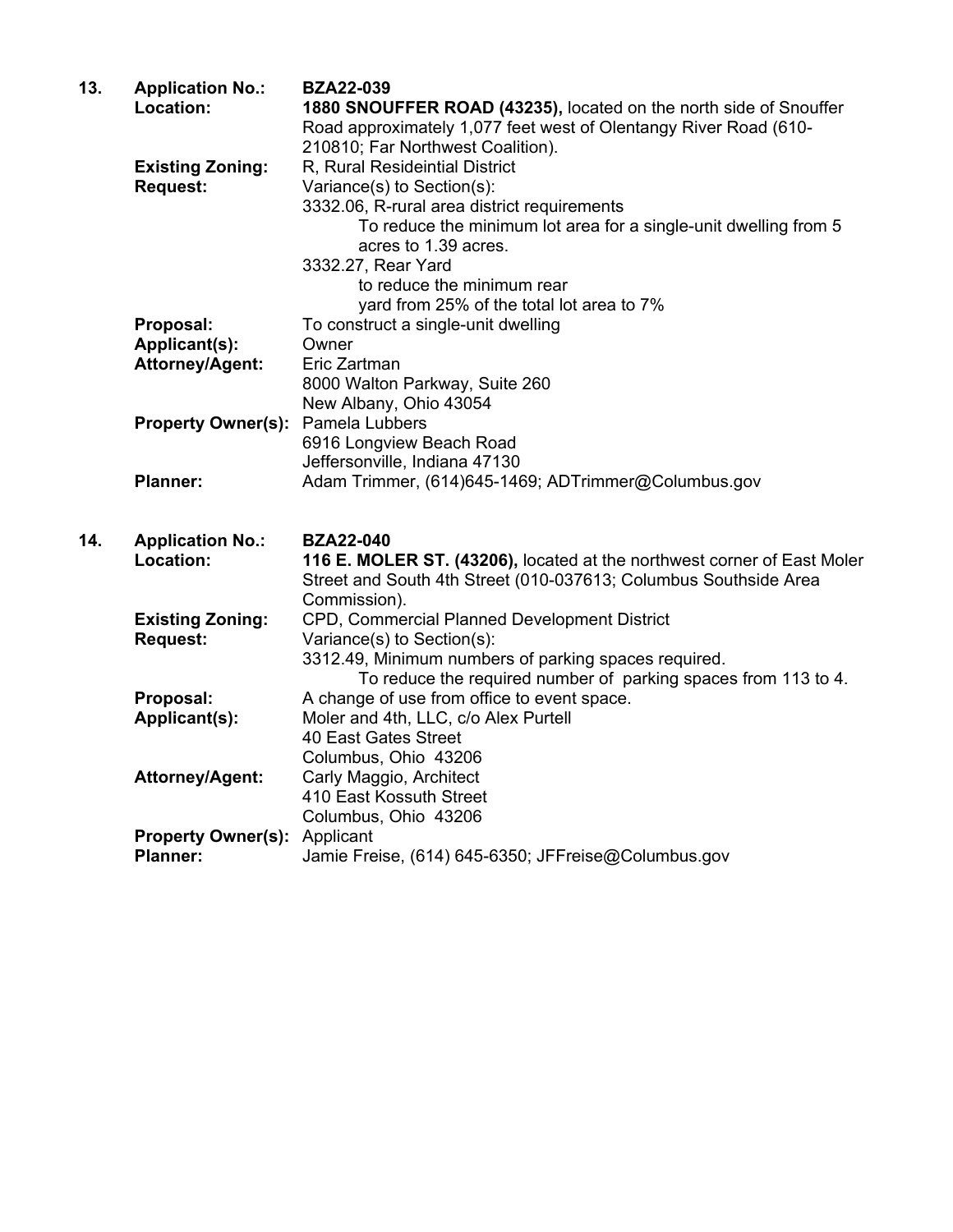**13. Application No.:** **BZA22-039**

**Location:** **1880 SNOUFFER ROAD (43235),** located on the north side of Snouffer Road approximately 1,077 feet west of Olentangy River Road (610-210810; Far Northwest Coalition).

**Existing Zoning:** R, Rural Resideintial District

**Request:** Variance(s) to Section(s):

3332.06, R-rural area district requirements

To reduce the minimum lot area for a single-unit dwelling from 5 acres to 1.39 acres.

3332.27, Rear Yard

to reduce the minimum rear yard from 25% of the total lot area to 7%

**Proposal:** To construct a single-unit dwelling

**Applicant(s):** Owner

**Attorney/Agent:** Eric Zartman
8000 Walton Parkway, Suite 260
New Albany, Ohio 43054

**Property Owner(s):** Pamela Lubbers
6916 Longview Beach Road
Jeffersonville, Indiana 47130

**Planner:** Adam Trimmer, (614)645-1469; ADTrimmer@Columbus.gov

**14. Application No.:** **BZA22-040**

**Location:** **116 E. MOLER ST. (43206),** located at the northwest corner of East Moler Street and South 4th Street (010-037613; Columbus Southside Area Commission).

**Existing Zoning:** CPD, Commercial Planned Development District

**Request:** Variance(s) to Section(s):

3312.49, Minimum numbers of parking spaces required.

To reduce the required number of parking spaces from 113 to 4.

**Proposal:** A change of use from office to event space.

**Applicant(s):** Moler and 4th, LLC, c/o Alex Purtell
40 East Gates Street
Columbus, Ohio 43206

**Attorney/Agent:** Carly Maggio, Architect
410 East Kossuth Street
Columbus, Ohio 43206

**Property Owner(s):** Applicant

**Planner:** Jamie Freise, (614) 645-6350; JFFreise@Columbus.gov